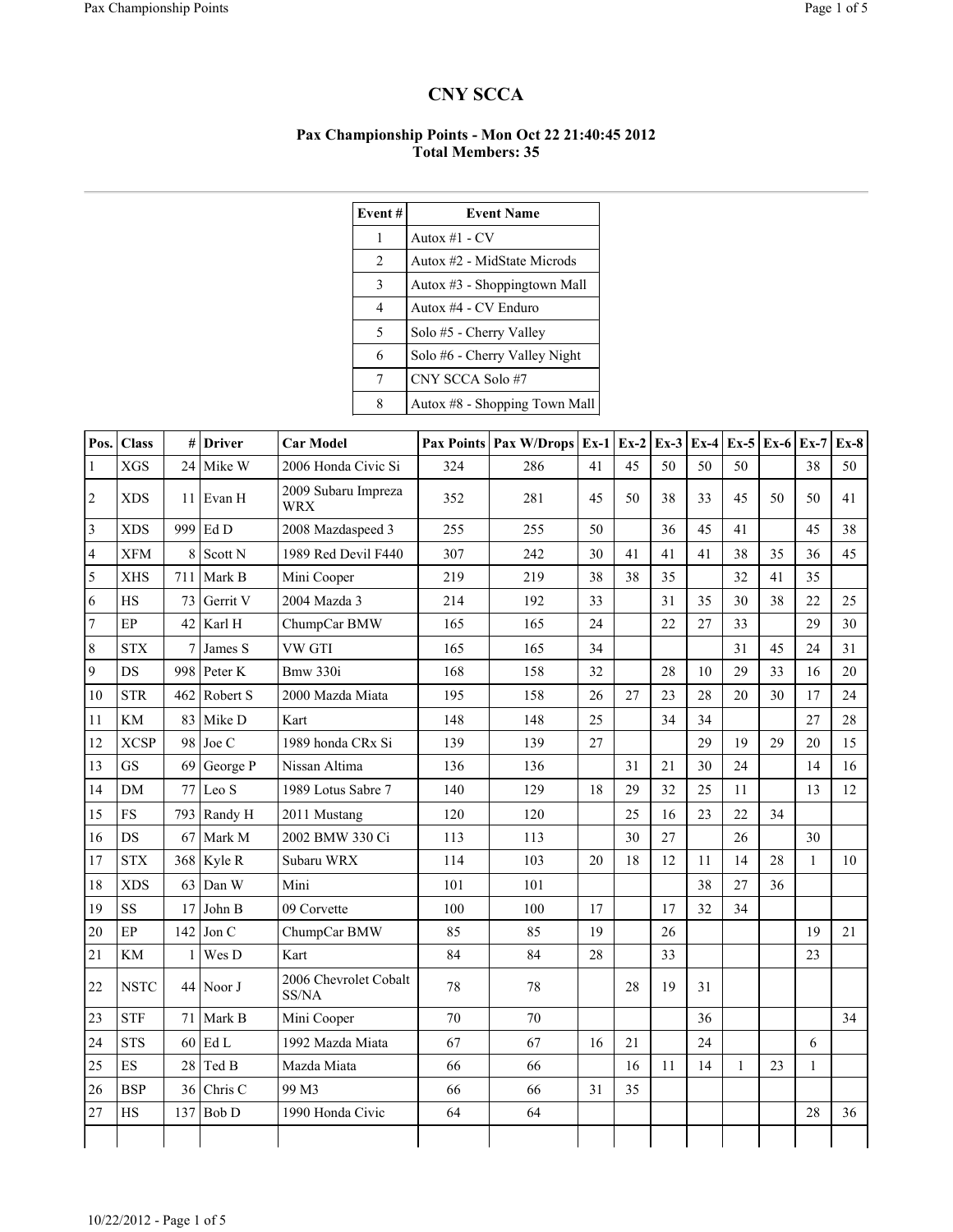# CNY SCCA

### Pax Championship Points - Mon Oct 22 21:40:45 2012
### Total Members: 35

| Event # | Event Name |
|---|---|
| 1 | Autox #1 - CV |
| 2 | Autox #2 - MidState Microds |
| 3 | Autox #3 - Shoppingtown Mall |
| 4 | Autox #4 - CV Enduro |
| 5 | Solo #5 - Cherry Valley |
| 6 | Solo #6 - Cherry Valley Night |
| 7 | CNY SCCA Solo #7 |
| 8 | Autox #8 - Shopping Town Mall |

| Pos. | Class | # | Driver | Car Model | Pax Points | Pax W/Drops | Ex-1 | Ex-2 | Ex-3 | Ex-4 | Ex-5 | Ex-6 | Ex-7 | Ex-8 |
|---|---|---|---|---|---|---|---|---|---|---|---|---|---|---|
| 1 | XGS | 24 | Mike W | 2006 Honda Civic Si | 324 | 286 | 41 | 45 | 50 | 50 | 50 | | 38 | 50 |
| 2 | XDS | 11 | Evan H | 2009 Subaru Impreza WRX | 352 | 281 | 45 | 50 | 38 | 33 | 45 | 50 | 50 | 41 |
| 3 | XDS | 999 | Ed D | 2008 Mazdaspeed 3 | 255 | 255 | 50 | | 36 | 45 | 41 | | 45 | 38 |
| 4 | XFM | 8 | Scott N | 1989 Red Devil F440 | 307 | 242 | 30 | 41 | 41 | 41 | 38 | 35 | 36 | 45 |
| 5 | XHS | 711 | Mark B | Mini Cooper | 219 | 219 | 38 | 38 | 35 | | 32 | 41 | 35 | |
| 6 | HS | 73 | Gerrit V | 2004 Mazda 3 | 214 | 192 | 33 | | 31 | 35 | 30 | 38 | 22 | 25 |
| 7 | EP | 42 | Karl H | ChumpCar BMW | 165 | 165 | 24 | | 22 | 27 | 33 | | 29 | 30 |
| 8 | STX | 7 | James S | VW GTI | 165 | 165 | 34 | | | | 31 | 45 | 24 | 31 |
| 9 | DS | 998 | Peter K | Bmw 330i | 168 | 158 | 32 | | 28 | 10 | 29 | 33 | 16 | 20 |
| 10 | STR | 462 | Robert S | 2000 Mazda Miata | 195 | 158 | 26 | 27 | 23 | 28 | 20 | 30 | 17 | 24 |
| 11 | KM | 83 | Mike D | Kart | 148 | 148 | 25 | | 34 | 34 | | | 27 | 28 |
| 12 | XCSP | 98 | Joe C | 1989 honda CRx Si | 139 | 139 | 27 | | | 29 | 19 | 29 | 20 | 15 |
| 13 | GS | 69 | George P | Nissan Altima | 136 | 136 | | 31 | 21 | 30 | 24 | | 14 | 16 |
| 14 | DM | 77 | Leo S | 1989 Lotus Sabre 7 | 140 | 129 | 18 | 29 | 32 | 25 | 11 | | 13 | 12 |
| 15 | FS | 793 | Randy H | 2011 Mustang | 120 | 120 | | 25 | 16 | 23 | 22 | 34 | | |
| 16 | DS | 67 | Mark M | 2002 BMW 330 Ci | 113 | 113 | | 30 | 27 | | 26 | | 30 | |
| 17 | STX | 368 | Kyle R | Subaru WRX | 114 | 103 | 20 | 18 | 12 | 11 | 14 | 28 | 1 | 10 |
| 18 | XDS | 63 | Dan W | Mini | 101 | 101 | | | | 38 | 27 | 36 | | |
| 19 | SS | 17 | John B | 09 Corvette | 100 | 100 | 17 | | 17 | 32 | 34 | | | |
| 20 | EP | 142 | Jon C | ChumpCar BMW | 85 | 85 | 19 | | 26 | | | | 19 | 21 |
| 21 | KM | 1 | Wes D | Kart | 84 | 84 | 28 | | 33 | | | | 23 | |
| 22 | NSTC | 44 | Noor J | 2006 Chevrolet Cobalt SS/NA | 78 | 78 | | 28 | 19 | 31 | | | | |
| 23 | STF | 71 | Mark B | Mini Cooper | 70 | 70 | | | | 36 | | | | 34 |
| 24 | STS | 60 | Ed L | 1992 Mazda Miata | 67 | 67 | 16 | 21 | | 24 | | | 6 | |
| 25 | ES | 28 | Ted B | Mazda Miata | 66 | 66 | | 16 | 11 | 14 | 1 | 23 | 1 | |
| 26 | BSP | 36 | Chris C | 99 M3 | 66 | 66 | 31 | 35 | | | | | | |
| 27 | HS | 137 | Bob D | 1990 Honda Civic | 64 | 64 | | | | | | | 28 | 36 |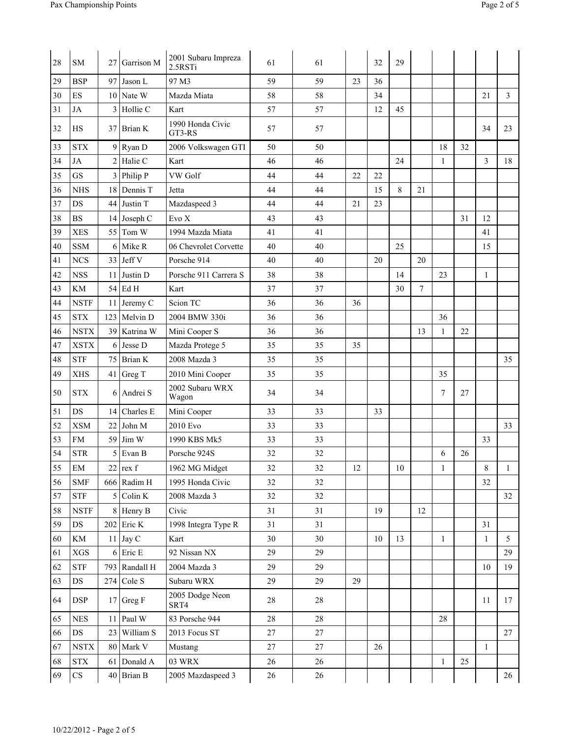| | | | | | | | | | | | | | | |
|---|---|---|---|---|---|---|---|---|---|---|---|---|---|---|
| 28 | SM | 27 | Garrison M | 2001 Subaru Impreza 2.5RSTi | 61 | 61 | | 32 | 29 | | | | | |
| 29 | BSP | 97 | Jason L | 97 M3 | 59 | 59 | 23 | 36 | | | | | | |
| 30 | ES | 10 | Nate W | Mazda Miata | 58 | 58 | | 34 | | | | | 21 | 3 |
| 31 | JA | 3 | Hollie C | Kart | 57 | 57 | | 12 | 45 | | | | | |
| 32 | HS | 37 | Brian K | 1990 Honda Civic GT3-RS | 57 | 57 | | | | | | | 34 | 23 |
| 33 | STX | 9 | Ryan D | 2006 Volkswagen GTI | 50 | 50 | | | | | 18 | 32 | | |
| 34 | JA | 2 | Halie C | Kart | 46 | 46 | | | 24 | | 1 | | 3 | 18 |
| 35 | GS | 3 | Philip P | VW Golf | 44 | 44 | 22 | 22 | | | | | | |
| 36 | NHS | 18 | Dennis T | Jetta | 44 | 44 | | 15 | 8 | 21 | | | | |
| 37 | DS | 44 | Justin T | Mazdaspeed 3 | 44 | 44 | 21 | 23 | | | | | | |
| 38 | BS | 14 | Joseph C | Evo X | 43 | 43 | | | | | | 31 | 12 | |
| 39 | XES | 55 | Tom W | 1994 Mazda Miata | 41 | 41 | | | | | | | 41 | |
| 40 | SSM | 6 | Mike R | 06 Chevrolet Corvette | 40 | 40 | | | 25 | | | | 15 | |
| 41 | NCS | 33 | Jeff V | Porsche 914 | 40 | 40 | | 20 | | 20 | | | | |
| 42 | NSS | 11 | Justin D | Porsche 911 Carrera S | 38 | 38 | | | 14 | | 23 | | 1 | |
| 43 | KM | 54 | Ed H | Kart | 37 | 37 | | | 30 | 7 | | | | |
| 44 | NSTF | 11 | Jeremy C | Scion TC | 36 | 36 | 36 | | | | | | | |
| 45 | STX | 123 | Melvin D | 2004 BMW 330i | 36 | 36 | | | | | 36 | | | |
| 46 | NSTX | 39 | Katrina W | Mini Cooper S | 36 | 36 | | | | 13 | 1 | 22 | | |
| 47 | XSTX | 6 | Jesse D | Mazda Protege 5 | 35 | 35 | 35 | | | | | | | |
| 48 | STF | 75 | Brian K | 2008 Mazda 3 | 35 | 35 | | | | | | | | 35 |
| 49 | XHS | 41 | Greg T | 2010 Mini Cooper | 35 | 35 | | | | | 35 | | | |
| 50 | STX | 6 | Andrei S | 2002 Subaru WRX Wagon | 34 | 34 | | | | | 7 | 27 | | |
| 51 | DS | 14 | Charles E | Mini Cooper | 33 | 33 | | 33 | | | | | | |
| 52 | XSM | 22 | John M | 2010 Evo | 33 | 33 | | | | | | | | 33 |
| 53 | FM | 59 | Jim W | 1990 KBS Mk5 | 33 | 33 | | | | | | | 33 | |
| 54 | STR | 5 | Evan B | Porsche 924S | 32 | 32 | | | | | 6 | 26 | | |
| 55 | EM | 22 | rex f | 1962 MG Midget | 32 | 32 | 12 | | 10 | | 1 | | 8 | 1 |
| 56 | SMF | 666 | Radim H | 1995 Honda Civic | 32 | 32 | | | | | | | 32 | |
| 57 | STF | 5 | Colin K | 2008 Mazda 3 | 32 | 32 | | | | | | | | 32 |
| 58 | NSTF | 8 | Henry B | Civic | 31 | 31 | | 19 | | 12 | | | | |
| 59 | DS | 202 | Eric K | 1998 Integra Type R | 31 | 31 | | | | | | | 31 | |
| 60 | KM | 11 | Jay C | Kart | 30 | 30 | | 10 | 13 | | 1 | | 1 | 5 |
| 61 | XGS | 6 | Eric E | 92 Nissan NX | 29 | 29 | | | | | | | | 29 |
| 62 | STF | 793 | Randall H | 2004 Mazda 3 | 29 | 29 | | | | | | | 10 | 19 |
| 63 | DS | 274 | Cole S | Subaru WRX | 29 | 29 | 29 | | | | | | | |
| 64 | DSP | 17 | Greg F | 2005 Dodge Neon SRT4 | 28 | 28 | | | | | | | 11 | 17 |
| 65 | NES | 11 | Paul W | 83 Porsche 944 | 28 | 28 | | | | | 28 | | | |
| 66 | DS | 23 | William S | 2013 Focus ST | 27 | 27 | | | | | | | | 27 |
| 67 | NSTX | 80 | Mark V | Mustang | 27 | 27 | | 26 | | | | | 1 | |
| 68 | STX | 61 | Donald A | 03 WRX | 26 | 26 | | | | | 1 | 25 | | |
| 69 | CS | 40 | Brian B | 2005 Mazdaspeed 3 | 26 | 26 | | | | | | | | 26 |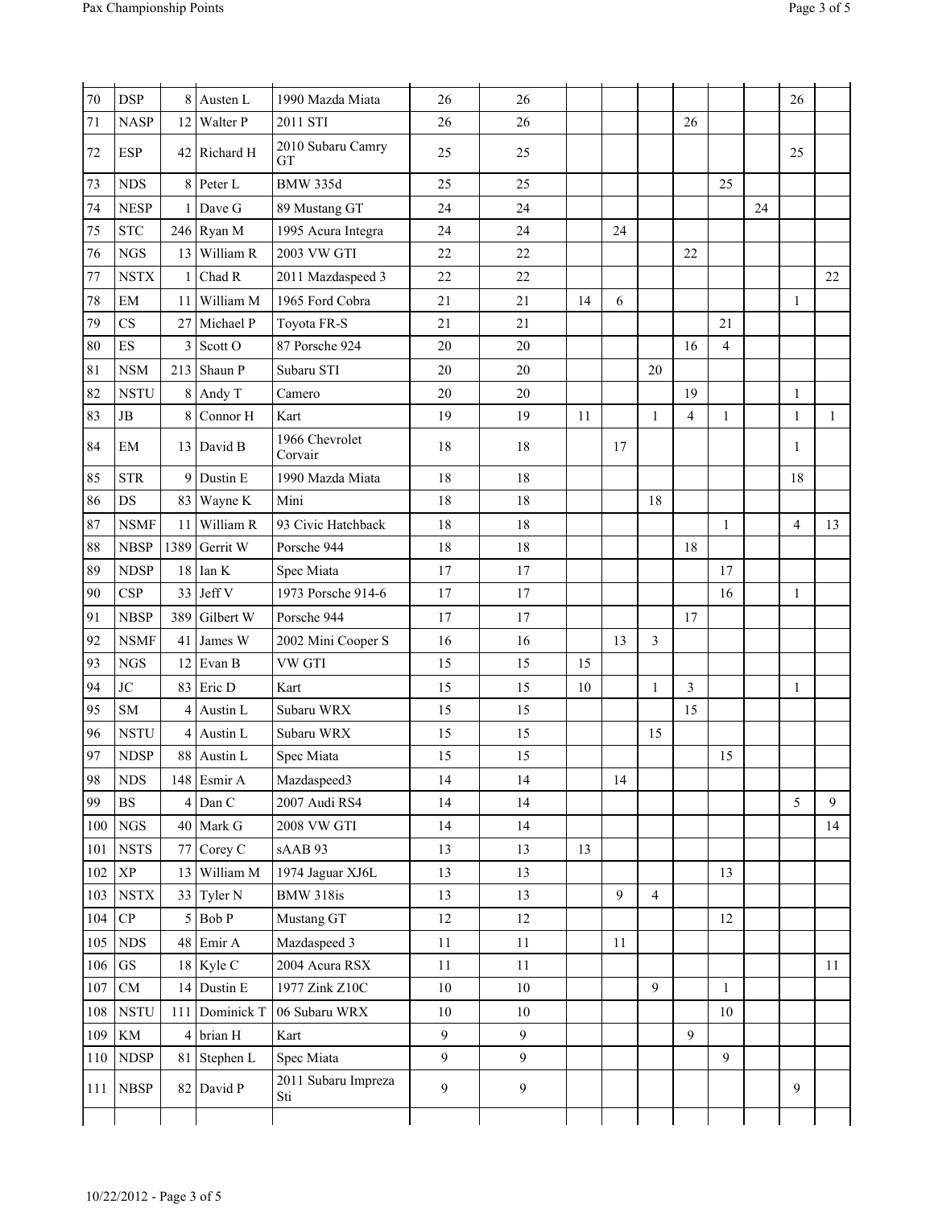| | | | | | | | | | | | | | | |
|---|---|---|---|---|---|---|---|---|---|---|---|---|---|---|
| 70 | DSP | 8 | Austen L | 1990 Mazda Miata | 26 | 26 | | | | | | | 26 | |
| 71 | NASP | 12 | Walter P | 2011 STI | 26 | 26 | | | | 26 | | | | |
| 72 | ESP | 42 | Richard H | 2010 Subaru Camry GT | 25 | 25 | | | | | | | 25 | |
| 73 | NDS | 8 | Peter L | BMW 335d | 25 | 25 | | | | | 25 | | | |
| 74 | NESP | 1 | Dave G | 89 Mustang GT | 24 | 24 | | | | | | 24 | | |
| 75 | STC | 246 | Ryan M | 1995 Acura Integra | 24 | 24 | | 24 | | | | | | |
| 76 | NGS | 13 | William R | 2003 VW GTI | 22 | 22 | | | | 22 | | | | |
| 77 | NSTX | 1 | Chad R | 2011 Mazdaspeed 3 | 22 | 22 | | | | | | | | 22 |
| 78 | EM | 11 | William M | 1965 Ford Cobra | 21 | 21 | 14 | 6 | | | | | 1 | |
| 79 | CS | 27 | Michael P | Toyota FR-S | 21 | 21 | | | | | 21 | | | |
| 80 | ES | 3 | Scott O | 87 Porsche 924 | 20 | 20 | | | | 16 | 4 | | | |
| 81 | NSM | 213 | Shaun P | Subaru STI | 20 | 20 | | | 20 | | | | | |
| 82 | NSTU | 8 | Andy T | Camero | 20 | 20 | | | | 19 | | | 1 | |
| 83 | JB | 8 | Connor H | Kart | 19 | 19 | 11 | | 1 | 4 | 1 | | 1 | 1 |
| 84 | EM | 13 | David B | 1966 Chevrolet Corvair | 18 | 18 | | 17 | | | | | 1 | |
| 85 | STR | 9 | Dustin E | 1990 Mazda Miata | 18 | 18 | | | | | | | 18 | |
| 86 | DS | 83 | Wayne K | Mini | 18 | 18 | | | 18 | | | | | |
| 87 | NSMF | 11 | William R | 93 Civic Hatchback | 18 | 18 | | | | | 1 | | 4 | 13 |
| 88 | NBSP | 1389 | Gerrit W | Porsche 944 | 18 | 18 | | | | 18 | | | | |
| 89 | NDSP | 18 | Ian K | Spec Miata | 17 | 17 | | | | | 17 | | | |
| 90 | CSP | 33 | Jeff V | 1973 Porsche 914-6 | 17 | 17 | | | | | 16 | | 1 | |
| 91 | NBSP | 389 | Gilbert W | Porsche 944 | 17 | 17 | | | | 17 | | | | |
| 92 | NSMF | 41 | James W | 2002 Mini Cooper S | 16 | 16 | | 13 | 3 | | | | | |
| 93 | NGS | 12 | Evan B | VW GTI | 15 | 15 | 15 | | | | | | | |
| 94 | JC | 83 | Eric D | Kart | 15 | 15 | 10 | | 1 | 3 | | | 1 | |
| 95 | SM | 4 | Austin L | Subaru WRX | 15 | 15 | | | | 15 | | | | |
| 96 | NSTU | 4 | Austin L | Subaru WRX | 15 | 15 | | | 15 | | | | | |
| 97 | NDSP | 88 | Austin L | Spec Miata | 15 | 15 | | | | | 15 | | | |
| 98 | NDS | 148 | Esmir A | Mazdaspeed3 | 14 | 14 | | 14 | | | | | | |
| 99 | BS | 4 | Dan C | 2007 Audi RS4 | 14 | 14 | | | | | | | 5 | 9 |
| 100 | NGS | 40 | Mark G | 2008 VW GTI | 14 | 14 | | | | | | | | 14 |
| 101 | NSTS | 77 | Corey C | sAAB 93 | 13 | 13 | 13 | | | | | | | |
| 102 | XP | 13 | William M | 1974 Jaguar XJ6L | 13 | 13 | | | | | 13 | | | |
| 103 | NSTX | 33 | Tyler N | BMW 318is | 13 | 13 | | 9 | 4 | | | | | |
| 104 | CP | 5 | Bob P | Mustang GT | 12 | 12 | | | | | 12 | | | |
| 105 | NDS | 48 | Emir A | Mazdaspeed 3 | 11 | 11 | | 11 | | | | | | |
| 106 | GS | 18 | Kyle C | 2004 Acura RSX | 11 | 11 | | | | | | | | 11 |
| 107 | CM | 14 | Dustin E | 1977 Zink Z10C | 10 | 10 | | | 9 | | 1 | | | |
| 108 | NSTU | 111 | Dominick T | 06 Subaru WRX | 10 | 10 | | | | | 10 | | | |
| 109 | KM | 4 | brian H | Kart | 9 | 9 | | | | 9 | | | | |
| 110 | NDSP | 81 | Stephen L | Spec Miata | 9 | 9 | | | | | 9 | | | |
| 111 | NBSP | 82 | David P | 2011 Subaru Impreza Sti | 9 | 9 | | | | | | | 9 | |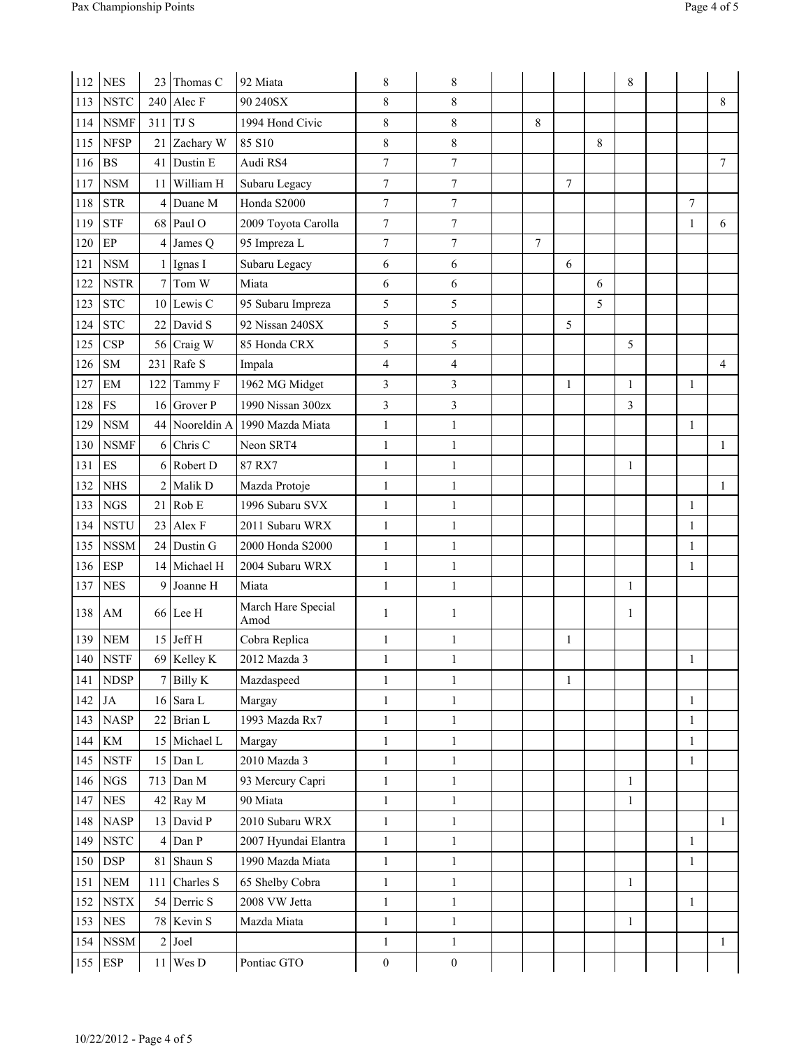| | | | | | | | | | | | | | | |
|---|---|---|---|---|---|---|---|---|---|---|---|---|---|---|
| 112 | NES | 23 | Thomas C | 92 Miata | 8 | 8 | | | | | 8 | | | |
| 113 | NSTC | 240 | Alec F | 90 240SX | 8 | 8 | | | | | | | | 8 |
| 114 | NSMF | 311 | TJ S | 1994 Hond Civic | 8 | 8 | | 8 | | | | | | |
| 115 | NFSP | 21 | Zachary W | 85 S10 | 8 | 8 | | | | 8 | | | | |
| 116 | BS | 41 | Dustin E | Audi RS4 | 7 | 7 | | | | | | | | 7 |
| 117 | NSM | 11 | William H | Subaru Legacy | 7 | 7 | | | 7 | | | | | |
| 118 | STR | 4 | Duane M | Honda S2000 | 7 | 7 | | | | | | | 7 | |
| 119 | STF | 68 | Paul O | 2009 Toyota Carolla | 7 | 7 | | | | | | | 1 | 6 |
| 120 | EP | 4 | James Q | 95 Impreza L | 7 | 7 | | 7 | | | | | | |
| 121 | NSM | 1 | Ignas I | Subaru Legacy | 6 | 6 | | | 6 | | | | | |
| 122 | NSTR | 7 | Tom W | Miata | 6 | 6 | | | | 6 | | | | |
| 123 | STC | 10 | Lewis C | 95 Subaru Impreza | 5 | 5 | | | | 5 | | | | |
| 124 | STC | 22 | David S | 92 Nissan 240SX | 5 | 5 | | | 5 | | | | | |
| 125 | CSP | 56 | Craig W | 85 Honda CRX | 5 | 5 | | | | | 5 | | | |
| 126 | SM | 231 | Rafe S | Impala | 4 | 4 | | | | | | | | 4 |
| 127 | EM | 122 | Tammy F | 1962 MG Midget | 3 | 3 | | | 1 | | 1 | | 1 | |
| 128 | FS | 16 | Grover P | 1990 Nissan 300zx | 3 | 3 | | | | | 3 | | | |
| 129 | NSM | 44 | Nooreldin A | 1990 Mazda Miata | 1 | 1 | | | | | | | 1 | |
| 130 | NSMF | 6 | Chris C | Neon SRT4 | 1 | 1 | | | | | | | | 1 |
| 131 | ES | 6 | Robert D | 87 RX7 | 1 | 1 | | | | | 1 | | | |
| 132 | NHS | 2 | Malik D | Mazda Protoje | 1 | 1 | | | | | | | | 1 |
| 133 | NGS | 21 | Rob E | 1996 Subaru SVX | 1 | 1 | | | | | | | 1 | |
| 134 | NSTU | 23 | Alex F | 2011 Subaru WRX | 1 | 1 | | | | | | | 1 | |
| 135 | NSSM | 24 | Dustin G | 2000 Honda S2000 | 1 | 1 | | | | | | | 1 | |
| 136 | ESP | 14 | Michael H | 2004 Subaru WRX | 1 | 1 | | | | | | | 1 | |
| 137 | NES | 9 | Joanne H | Miata | 1 | 1 | | | | | 1 | | | |
| 138 | AM | 66 | Lee H | March Hare Special Amod | 1 | 1 | | | | | 1 | | | |
| 139 | NEM | 15 | Jeff H | Cobra Replica | 1 | 1 | | | 1 | | | | | |
| 140 | NSTF | 69 | Kelley K | 2012 Mazda 3 | 1 | 1 | | | | | | | 1 | |
| 141 | NDSP | 7 | Billy K | Mazdaspeed | 1 | 1 | | | 1 | | | | | |
| 142 | JA | 16 | Sara L | Margay | 1 | 1 | | | | | | | 1 | |
| 143 | NASP | 22 | Brian L | 1993 Mazda Rx7 | 1 | 1 | | | | | | | 1 | |
| 144 | KM | 15 | Michael L | Margay | 1 | 1 | | | | | | | 1 | |
| 145 | NSTF | 15 | Dan L | 2010 Mazda 3 | 1 | 1 | | | | | | | 1 | |
| 146 | NGS | 713 | Dan M | 93 Mercury Capri | 1 | 1 | | | | | 1 | | | |
| 147 | NES | 42 | Ray M | 90 Miata | 1 | 1 | | | | | 1 | | | |
| 148 | NASP | 13 | David P | 2010 Subaru WRX | 1 | 1 | | | | | | | | 1 |
| 149 | NSTC | 4 | Dan P | 2007 Hyundai Elantra | 1 | 1 | | | | | | | 1 | |
| 150 | DSP | 81 | Shaun S | 1990 Mazda Miata | 1 | 1 | | | | | | | 1 | |
| 151 | NEM | 111 | Charles S | 65 Shelby Cobra | 1 | 1 | | | | | 1 | | | |
| 152 | NSTX | 54 | Derric S | 2008 VW Jetta | 1 | 1 | | | | | | | 1 | |
| 153 | NES | 78 | Kevin S | Mazda Miata | 1 | 1 | | | | | 1 | | | |
| 154 | NSSM | 2 | Joel | | 1 | 1 | | | | | | | | 1 |
| 155 | ESP | 11 | Wes D | Pontiac GTO | 0 | 0 | | | | | | | | |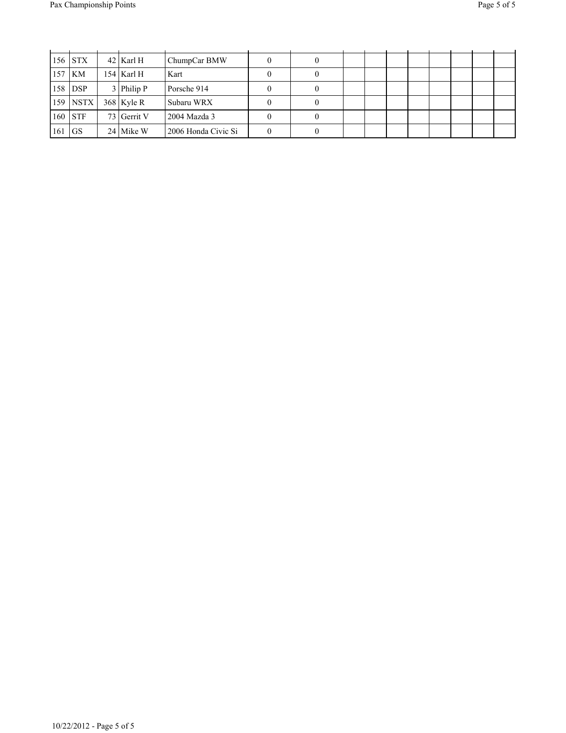| | | | | | | | | | | | | | | | |
|---|---|---|---|---|---|---|---|---|---|---|---|---|---|---|---|
| 156 | STX | 42 | Karl H | ChumpCar BMW | 0 | 0 | | | | | | | | | |
| 157 | KM | 154 | Karl H | Kart | 0 | 0 | | | | | | | | | |
| 158 | DSP | 3 | Philip P | Porsche 914 | 0 | 0 | | | | | | | | | |
| 159 | NSTX | 368 | Kyle R | Subaru WRX | 0 | 0 | | | | | | | | | |
| 160 | STF | 73 | Gerrit V | 2004 Mazda 3 | 0 | 0 | | | | | | | | | |
| 161 | GS | 24 | Mike W | 2006 Honda Civic Si | 0 | 0 | | | | | | | | | |